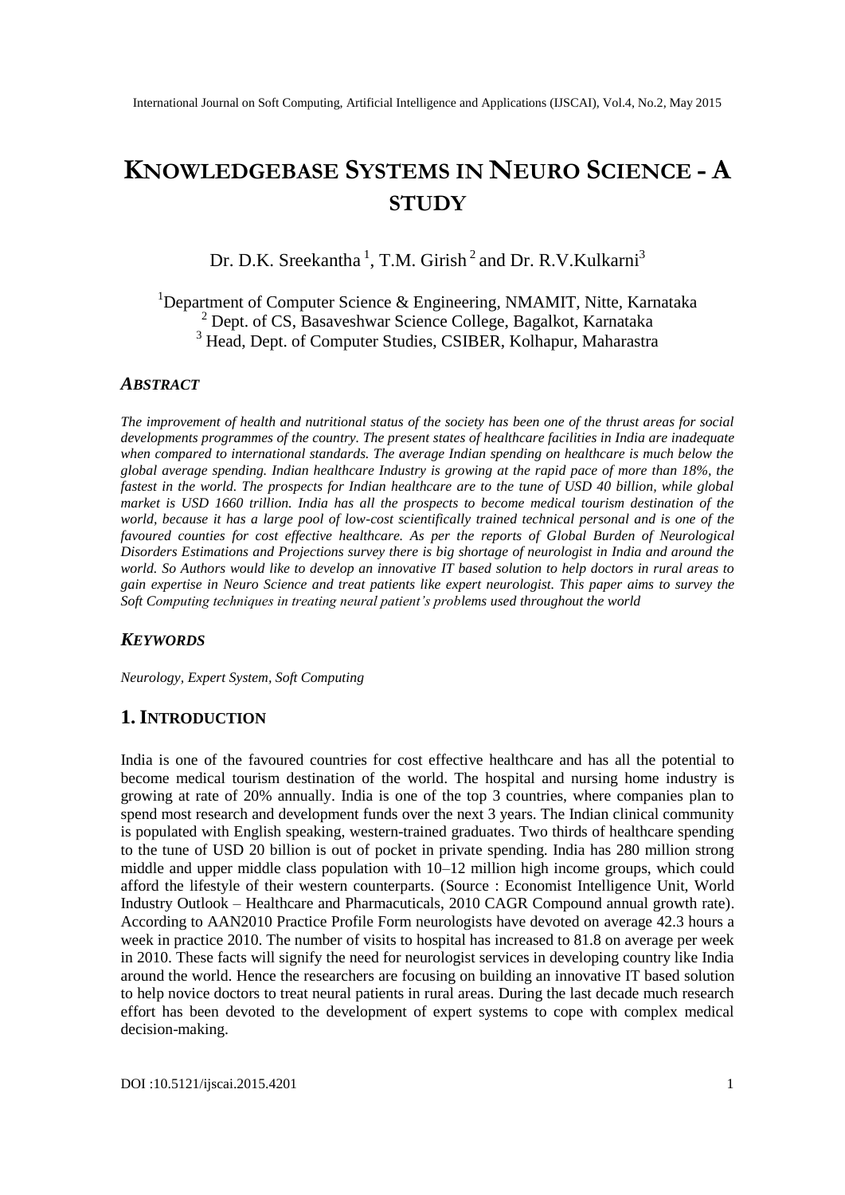# KNOWLEDGEBASE SYSTEMS IN NEURO SCIENCE - A STUDY

Dr. D.K. Sreekantha [1], T.M. Girish [2] and Dr. R.V.Kulkarni[3]

[1]Department of Computer Science & Engineering, NMAMIT, Nitte, Karnataka
[2] Dept. of CS, Basaveshwar Science College, Bagalkot, Karnataka
[3] Head, Dept. of Computer Studies, CSIBER, Kolhapur, Maharastra

### *ABSTRACT*

*The improvement of health and nutritional status of the society has been one of the thrust areas for social developments programmes of the country. The present states of healthcare facilities in India are inadequate when compared to international standards. The average Indian spending on healthcare is much below the global average spending. Indian healthcare Industry is growing at the rapid pace of more than 18%, the fastest in the world. The prospects for Indian healthcare are to the tune of USD 40 billion, while global market is USD 1660 trillion. India has all the prospects to become medical tourism destination of the world, because it has a large pool of low-cost scientifically trained technical personal and is one of the favoured counties for cost effective healthcare. As per the reports of Global Burden of Neurological Disorders Estimations and Projections survey there is big shortage of neurologist in India and around the world. So Authors would like to develop an innovative IT based solution to help doctors in rural areas to gain expertise in Neuro Science and treat patients like expert neurologist. This paper aims to survey the Soft Computing techniques in treating neural patient's problems used throughout the world*

### *KEYWORDS*

*Neurology, Expert System, Soft Computing*

## 1. INTRODUCTION

India is one of the favoured countries for cost effective healthcare and has all the potential to become medical tourism destination of the world. The hospital and nursing home industry is growing at rate of 20% annually. India is one of the top 3 countries, where companies plan to spend most research and development funds over the next 3 years. The Indian clinical community is populated with English speaking, western-trained graduates. Two thirds of healthcare spending to the tune of USD 20 billion is out of pocket in private spending. India has 280 million strong middle and upper middle class population with 10–12 million high income groups, which could afford the lifestyle of their western counterparts. (Source : Economist Intelligence Unit, World Industry Outlook – Healthcare and Pharmaceuticals, 2010 CAGR Compound annual growth rate). According to AAN2010 Practice Profile Form neurologists have devoted on average 42.3 hours a week in practice 2010. The number of visits to hospital has increased to 81.8 on average per week in 2010. These facts will signify the need for neurologist services in developing country like India around the world. Hence the researchers are focusing on building an innovative IT based solution to help novice doctors to treat neural patients in rural areas. During the last decade much research effort has been devoted to the development of expert systems to cope with complex medical decision-making.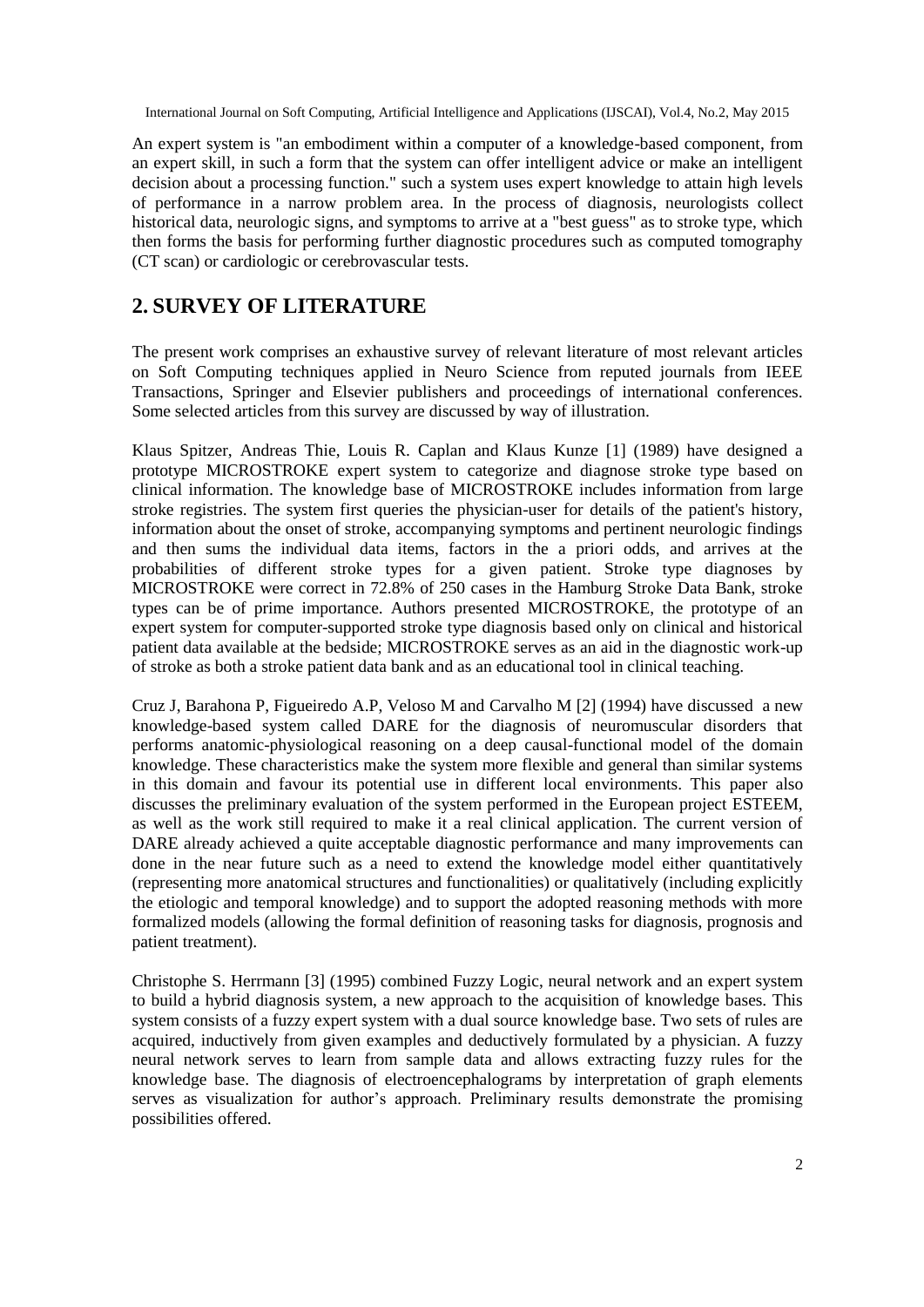An expert system is "an embodiment within a computer of a knowledge-based component, from an expert skill, in such a form that the system can offer intelligent advice or make an intelligent decision about a processing function." such a system uses expert knowledge to attain high levels of performance in a narrow problem area. In the process of diagnosis, neurologists collect historical data, neurologic signs, and symptoms to arrive at a "best guess" as to stroke type, which then forms the basis for performing further diagnostic procedures such as computed tomography (CT scan) or cardiologic or cerebrovascular tests.

## 2. SURVEY OF LITERATURE

The present work comprises an exhaustive survey of relevant literature of most relevant articles on Soft Computing techniques applied in Neuro Science from reputed journals from IEEE Transactions, Springer and Elsevier publishers and proceedings of international conferences. Some selected articles from this survey are discussed by way of illustration.

Klaus Spitzer, Andreas Thie, Louis R. Caplan and Klaus Kunze [1] (1989) have designed a prototype MICROSTROKE expert system to categorize and diagnose stroke type based on clinical information. The knowledge base of MICROSTROKE includes information from large stroke registries. The system first queries the physician-user for details of the patient's history, information about the onset of stroke, accompanying symptoms and pertinent neurologic findings and then sums the individual data items, factors in the a priori odds, and arrives at the probabilities of different stroke types for a given patient. Stroke type diagnoses by MICROSTROKE were correct in 72.8% of 250 cases in the Hamburg Stroke Data Bank, stroke types can be of prime importance. Authors presented MICROSTROKE, the prototype of an expert system for computer-supported stroke type diagnosis based only on clinical and historical patient data available at the bedside; MICROSTROKE serves as an aid in the diagnostic work-up of stroke as both a stroke patient data bank and as an educational tool in clinical teaching.

Cruz J, Barahona P, Figueiredo A.P, Veloso M and Carvalho M [2] (1994) have discussed a new knowledge-based system called DARE for the diagnosis of neuromuscular disorders that performs anatomic-physiological reasoning on a deep causal-functional model of the domain knowledge. These characteristics make the system more flexible and general than similar systems in this domain and favour its potential use in different local environments. This paper also discusses the preliminary evaluation of the system performed in the European project ESTEEM, as well as the work still required to make it a real clinical application. The current version of DARE already achieved a quite acceptable diagnostic performance and many improvements can done in the near future such as a need to extend the knowledge model either quantitatively (representing more anatomical structures and functionalities) or qualitatively (including explicitly the etiologic and temporal knowledge) and to support the adopted reasoning methods with more formalized models (allowing the formal definition of reasoning tasks for diagnosis, prognosis and patient treatment).

Christophe S. Herrmann [3] (1995) combined Fuzzy Logic, neural network and an expert system to build a hybrid diagnosis system, a new approach to the acquisition of knowledge bases. This system consists of a fuzzy expert system with a dual source knowledge base. Two sets of rules are acquired, inductively from given examples and deductively formulated by a physician. A fuzzy neural network serves to learn from sample data and allows extracting fuzzy rules for the knowledge base. The diagnosis of electroencephalograms by interpretation of graph elements serves as visualization for author's approach. Preliminary results demonstrate the promising possibilities offered.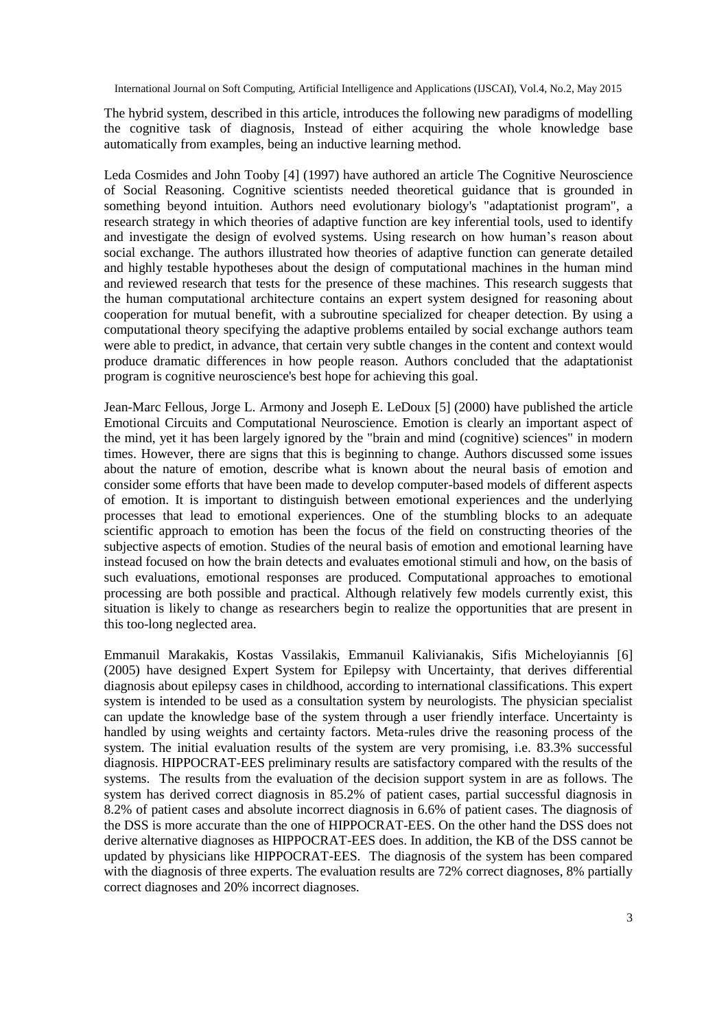The hybrid system, described in this article, introduces the following new paradigms of modelling the cognitive task of diagnosis, Instead of either acquiring the whole knowledge base automatically from examples, being an inductive learning method.

Leda Cosmides and John Tooby [4] (1997) have authored an article The Cognitive Neuroscience of Social Reasoning. Cognitive scientists needed theoretical guidance that is grounded in something beyond intuition. Authors need evolutionary biology's "adaptationist program", a research strategy in which theories of adaptive function are key inferential tools, used to identify and investigate the design of evolved systems. Using research on how human's reason about social exchange. The authors illustrated how theories of adaptive function can generate detailed and highly testable hypotheses about the design of computational machines in the human mind and reviewed research that tests for the presence of these machines. This research suggests that the human computational architecture contains an expert system designed for reasoning about cooperation for mutual benefit, with a subroutine specialized for cheaper detection. By using a computational theory specifying the adaptive problems entailed by social exchange authors team were able to predict, in advance, that certain very subtle changes in the content and context would produce dramatic differences in how people reason. Authors concluded that the adaptationist program is cognitive neuroscience's best hope for achieving this goal.

Jean-Marc Fellous, Jorge L. Armony and Joseph E. LeDoux [5] (2000) have published the article Emotional Circuits and Computational Neuroscience. Emotion is clearly an important aspect of the mind, yet it has been largely ignored by the "brain and mind (cognitive) sciences" in modern times. However, there are signs that this is beginning to change. Authors discussed some issues about the nature of emotion, describe what is known about the neural basis of emotion and consider some efforts that have been made to develop computer-based models of different aspects of emotion. It is important to distinguish between emotional experiences and the underlying processes that lead to emotional experiences. One of the stumbling blocks to an adequate scientific approach to emotion has been the focus of the field on constructing theories of the subjective aspects of emotion. Studies of the neural basis of emotion and emotional learning have instead focused on how the brain detects and evaluates emotional stimuli and how, on the basis of such evaluations, emotional responses are produced. Computational approaches to emotional processing are both possible and practical. Although relatively few models currently exist, this situation is likely to change as researchers begin to realize the opportunities that are present in this too-long neglected area.

Emmanuil Marakakis, Kostas Vassilakis, Emmanuil Kalivianakis, Sifis Micheloyiannis [6] (2005) have designed Expert System for Epilepsy with Uncertainty, that derives differential diagnosis about epilepsy cases in childhood, according to international classifications. This expert system is intended to be used as a consultation system by neurologists. The physician specialist can update the knowledge base of the system through a user friendly interface. Uncertainty is handled by using weights and certainty factors. Meta-rules drive the reasoning process of the system. The initial evaluation results of the system are very promising, i.e. 83.3% successful diagnosis. HIPPOCRAT-EES preliminary results are satisfactory compared with the results of the systems. The results from the evaluation of the decision support system in are as follows. The system has derived correct diagnosis in 85.2% of patient cases, partial successful diagnosis in 8.2% of patient cases and absolute incorrect diagnosis in 6.6% of patient cases. The diagnosis of the DSS is more accurate than the one of HIPPOCRAT-EES. On the other hand the DSS does not derive alternative diagnoses as HIPPOCRAT-EES does. In addition, the KB of the DSS cannot be updated by physicians like HIPPOCRAT-EES. The diagnosis of the system has been compared with the diagnosis of three experts. The evaluation results are 72% correct diagnoses, 8% partially correct diagnoses and 20% incorrect diagnoses.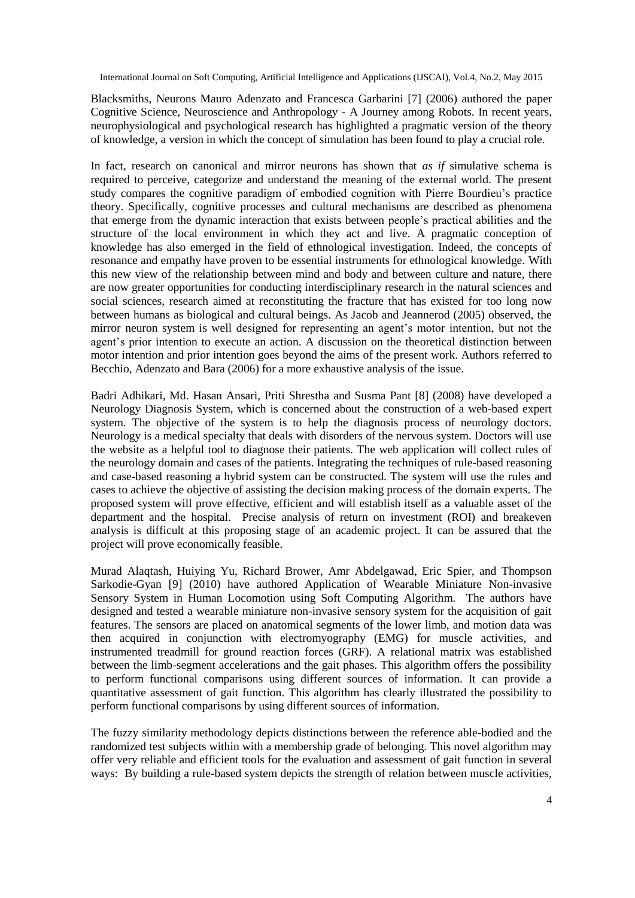Blacksmiths, Neurons Mauro Adenzato and Francesca Garbarini [7] (2006) authored the paper Cognitive Science, Neuroscience and Anthropology - A Journey among Robots. In recent years, neurophysiological and psychological research has highlighted a pragmatic version of the theory of knowledge, a version in which the concept of simulation has been found to play a crucial role.

In fact, research on canonical and mirror neurons has shown that *as if* simulative schema is required to perceive, categorize and understand the meaning of the external world. The present study compares the cognitive paradigm of embodied cognition with Pierre Bourdieu's practice theory. Specifically, cognitive processes and cultural mechanisms are described as phenomena that emerge from the dynamic interaction that exists between people's practical abilities and the structure of the local environment in which they act and live. A pragmatic conception of knowledge has also emerged in the field of ethnological investigation. Indeed, the concepts of resonance and empathy have proven to be essential instruments for ethnological knowledge. With this new view of the relationship between mind and body and between culture and nature, there are now greater opportunities for conducting interdisciplinary research in the natural sciences and social sciences, research aimed at reconstituting the fracture that has existed for too long now between humans as biological and cultural beings. As Jacob and Jeannerod (2005) observed, the mirror neuron system is well designed for representing an agent's motor intention, but not the agent's prior intention to execute an action. A discussion on the theoretical distinction between motor intention and prior intention goes beyond the aims of the present work. Authors referred to Becchio, Adenzato and Bara (2006) for a more exhaustive analysis of the issue.

Badri Adhikari, Md. Hasan Ansari, Priti Shrestha and Susma Pant [8] (2008) have developed a Neurology Diagnosis System, which is concerned about the construction of a web-based expert system. The objective of the system is to help the diagnosis process of neurology doctors. Neurology is a medical specialty that deals with disorders of the nervous system. Doctors will use the website as a helpful tool to diagnose their patients. The web application will collect rules of the neurology domain and cases of the patients. Integrating the techniques of rule-based reasoning and case-based reasoning a hybrid system can be constructed. The system will use the rules and cases to achieve the objective of assisting the decision making process of the domain experts. The proposed system will prove effective, efficient and will establish itself as a valuable asset of the department and the hospital. Precise analysis of return on investment (ROI) and breakeven analysis is difficult at this proposing stage of an academic project. It can be assured that the project will prove economically feasible.

Murad Alaqtash, Huiying Yu, Richard Brower, Amr Abdelgawad, Eric Spier, and Thompson Sarkodie-Gyan [9] (2010) have authored Application of Wearable Miniature Non-invasive Sensory System in Human Locomotion using Soft Computing Algorithm. The authors have designed and tested a wearable miniature non-invasive sensory system for the acquisition of gait features. The sensors are placed on anatomical segments of the lower limb, and motion data was then acquired in conjunction with electromyography (EMG) for muscle activities, and instrumented treadmill for ground reaction forces (GRF). A relational matrix was established between the limb-segment accelerations and the gait phases. This algorithm offers the possibility to perform functional comparisons using different sources of information. It can provide a quantitative assessment of gait function. This algorithm has clearly illustrated the possibility to perform functional comparisons by using different sources of information.

The fuzzy similarity methodology depicts distinctions between the reference able-bodied and the randomized test subjects within with a membership grade of belonging. This novel algorithm may offer very reliable and efficient tools for the evaluation and assessment of gait function in several ways: By building a rule-based system depicts the strength of relation between muscle activities,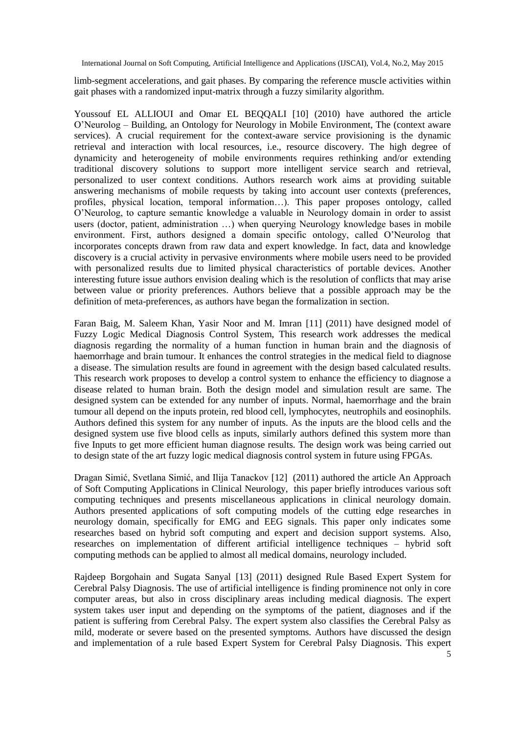limb-segment accelerations, and gait phases. By comparing the reference muscle activities within gait phases with a randomized input-matrix through a fuzzy similarity algorithm.

Youssouf EL ALLIOUI and Omar EL BEQQALI [10] (2010) have authored the article O'Neurolog – Building, an Ontology for Neurology in Mobile Environment, The (context aware services). A crucial requirement for the context-aware service provisioning is the dynamic retrieval and interaction with local resources, i.e., resource discovery. The high degree of dynamicity and heterogeneity of mobile environments requires rethinking and/or extending traditional discovery solutions to support more intelligent service search and retrieval, personalized to user context conditions. Authors research work aims at providing suitable answering mechanisms of mobile requests by taking into account user contexts (preferences, profiles, physical location, temporal information…). This paper proposes ontology, called O'Neurolog, to capture semantic knowledge a valuable in Neurology domain in order to assist users (doctor, patient, administration …) when querying Neurology knowledge bases in mobile environment. First, authors designed a domain specific ontology, called O'Neurolog that incorporates concepts drawn from raw data and expert knowledge. In fact, data and knowledge discovery is a crucial activity in pervasive environments where mobile users need to be provided with personalized results due to limited physical characteristics of portable devices. Another interesting future issue authors envision dealing which is the resolution of conflicts that may arise between value or priority preferences. Authors believe that a possible approach may be the definition of meta-preferences, as authors have began the formalization in section.

Faran Baig, M. Saleem Khan, Yasir Noor and M. Imran [11] (2011) have designed model of Fuzzy Logic Medical Diagnosis Control System, This research work addresses the medical diagnosis regarding the normality of a human function in human brain and the diagnosis of haemorrhage and brain tumour. It enhances the control strategies in the medical field to diagnose a disease. The simulation results are found in agreement with the design based calculated results. This research work proposes to develop a control system to enhance the efficiency to diagnose a disease related to human brain. Both the design model and simulation result are same. The designed system can be extended for any number of inputs. Normal, haemorrhage and the brain tumour all depend on the inputs protein, red blood cell, lymphocytes, neutrophils and eosinophils. Authors defined this system for any number of inputs. As the inputs are the blood cells and the designed system use five blood cells as inputs, similarly authors defined this system more than five Inputs to get more efficient human diagnose results. The design work was being carried out to design state of the art fuzzy logic medical diagnosis control system in future using FPGAs.

Dragan Simić, Svetlana Simić, and Ilija Tanackov [12] (2011) authored the article An Approach of Soft Computing Applications in Clinical Neurology, this paper briefly introduces various soft computing techniques and presents miscellaneous applications in clinical neurology domain. Authors presented applications of soft computing models of the cutting edge researches in neurology domain, specifically for EMG and EEG signals. This paper only indicates some researches based on hybrid soft computing and expert and decision support systems. Also, researches on implementation of different artificial intelligence techniques – hybrid soft computing methods can be applied to almost all medical domains, neurology included.

Rajdeep Borgohain and Sugata Sanyal [13] (2011) designed Rule Based Expert System for Cerebral Palsy Diagnosis. The use of artificial intelligence is finding prominence not only in core computer areas, but also in cross disciplinary areas including medical diagnosis. The expert system takes user input and depending on the symptoms of the patient, diagnoses and if the patient is suffering from Cerebral Palsy. The expert system also classifies the Cerebral Palsy as mild, moderate or severe based on the presented symptoms. Authors have discussed the design and implementation of a rule based Expert System for Cerebral Palsy Diagnosis. This expert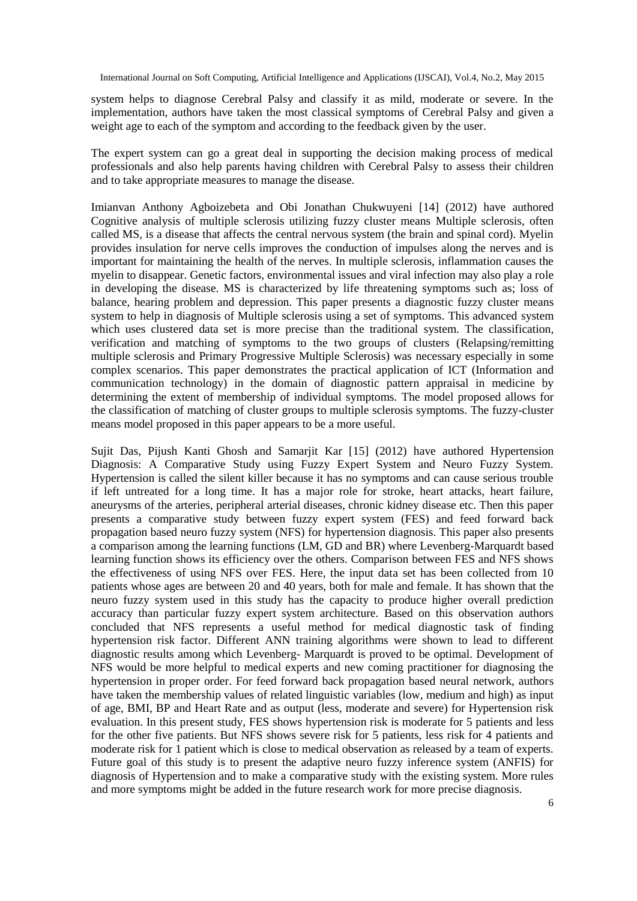system helps to diagnose Cerebral Palsy and classify it as mild, moderate or severe. In the implementation, authors have taken the most classical symptoms of Cerebral Palsy and given a weight age to each of the symptom and according to the feedback given by the user.

The expert system can go a great deal in supporting the decision making process of medical professionals and also help parents having children with Cerebral Palsy to assess their children and to take appropriate measures to manage the disease.

Imianvan Anthony Agboizebeta and Obi Jonathan Chukwuyeni [14] (2012) have authored Cognitive analysis of multiple sclerosis utilizing fuzzy cluster means Multiple sclerosis, often called MS, is a disease that affects the central nervous system (the brain and spinal cord). Myelin provides insulation for nerve cells improves the conduction of impulses along the nerves and is important for maintaining the health of the nerves. In multiple sclerosis, inflammation causes the myelin to disappear. Genetic factors, environmental issues and viral infection may also play a role in developing the disease. MS is characterized by life threatening symptoms such as; loss of balance, hearing problem and depression. This paper presents a diagnostic fuzzy cluster means system to help in diagnosis of Multiple sclerosis using a set of symptoms. This advanced system which uses clustered data set is more precise than the traditional system. The classification, verification and matching of symptoms to the two groups of clusters (Relapsing/remitting multiple sclerosis and Primary Progressive Multiple Sclerosis) was necessary especially in some complex scenarios. This paper demonstrates the practical application of ICT (Information and communication technology) in the domain of diagnostic pattern appraisal in medicine by determining the extent of membership of individual symptoms. The model proposed allows for the classification of matching of cluster groups to multiple sclerosis symptoms. The fuzzy-cluster means model proposed in this paper appears to be a more useful.

Sujit Das, Pijush Kanti Ghosh and Samarjit Kar [15] (2012) have authored Hypertension Diagnosis: A Comparative Study using Fuzzy Expert System and Neuro Fuzzy System. Hypertension is called the silent killer because it has no symptoms and can cause serious trouble if left untreated for a long time. It has a major role for stroke, heart attacks, heart failure, aneurysms of the arteries, peripheral arterial diseases, chronic kidney disease etc. Then this paper presents a comparative study between fuzzy expert system (FES) and feed forward back propagation based neuro fuzzy system (NFS) for hypertension diagnosis. This paper also presents a comparison among the learning functions (LM, GD and BR) where Levenberg-Marquardt based learning function shows its efficiency over the others. Comparison between FES and NFS shows the effectiveness of using NFS over FES. Here, the input data set has been collected from 10 patients whose ages are between 20 and 40 years, both for male and female. It has shown that the neuro fuzzy system used in this study has the capacity to produce higher overall prediction accuracy than particular fuzzy expert system architecture. Based on this observation authors concluded that NFS represents a useful method for medical diagnostic task of finding hypertension risk factor. Different ANN training algorithms were shown to lead to different diagnostic results among which Levenberg- Marquardt is proved to be optimal. Development of NFS would be more helpful to medical experts and new coming practitioner for diagnosing the hypertension in proper order. For feed forward back propagation based neural network, authors have taken the membership values of related linguistic variables (low, medium and high) as input of age, BMI, BP and Heart Rate and as output (less, moderate and severe) for Hypertension risk evaluation. In this present study, FES shows hypertension risk is moderate for 5 patients and less for the other five patients. But NFS shows severe risk for 5 patients, less risk for 4 patients and moderate risk for 1 patient which is close to medical observation as released by a team of experts. Future goal of this study is to present the adaptive neuro fuzzy inference system (ANFIS) for diagnosis of Hypertension and to make a comparative study with the existing system. More rules and more symptoms might be added in the future research work for more precise diagnosis.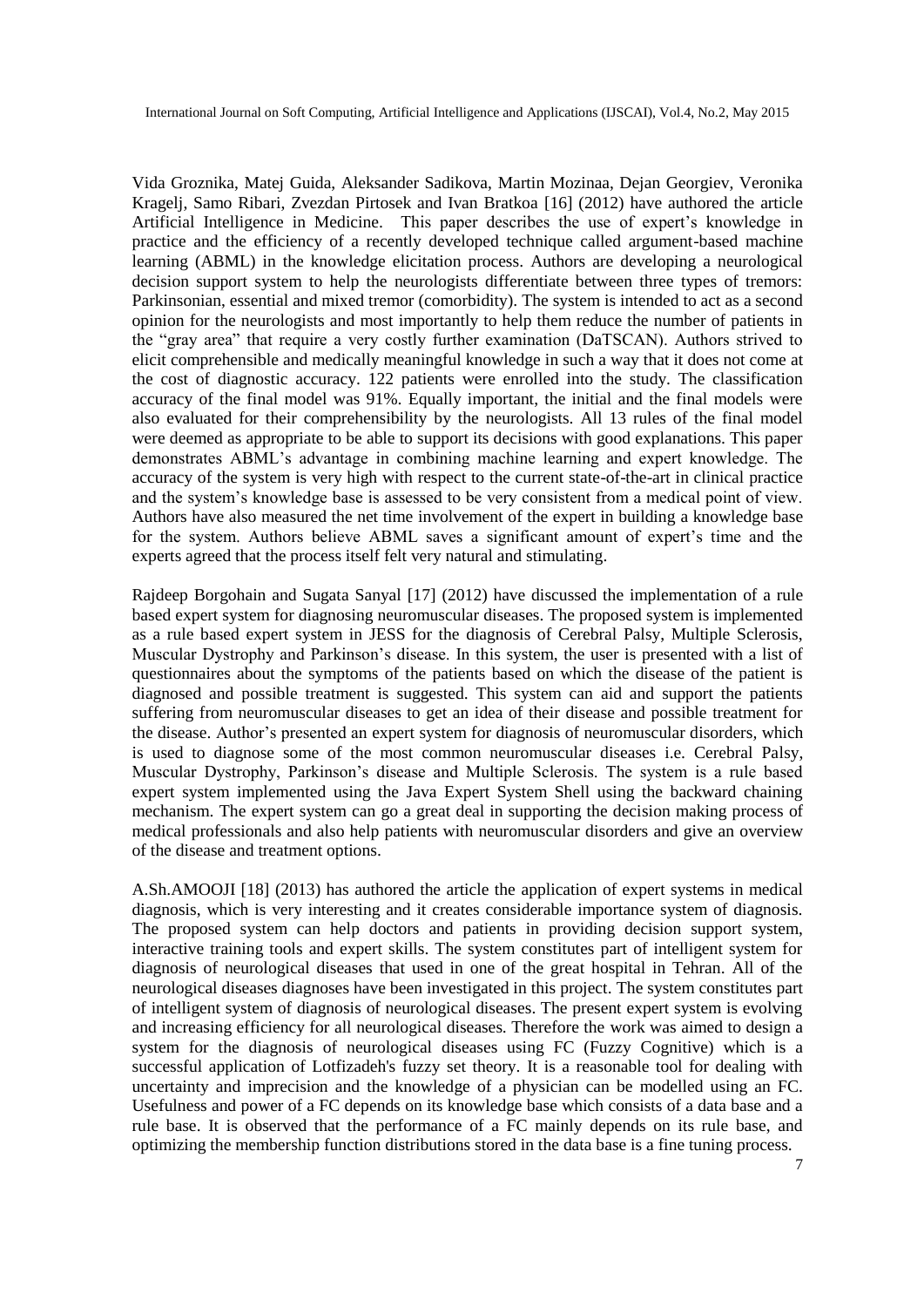Vida Groznika, Matej Guida, Aleksander Sadikova, Martin Mozinaa, Dejan Georgiev, Veronika Kragelj, Samo Ribari, Zvezdan Pirtosek and Ivan Bratkoa [16] (2012) have authored the article Artificial Intelligence in Medicine. This paper describes the use of expert's knowledge in practice and the efficiency of a recently developed technique called argument-based machine learning (ABML) in the knowledge elicitation process. Authors are developing a neurological decision support system to help the neurologists differentiate between three types of tremors: Parkinsonian, essential and mixed tremor (comorbidity). The system is intended to act as a second opinion for the neurologists and most importantly to help them reduce the number of patients in the "gray area" that require a very costly further examination (DaTSCAN). Authors strived to elicit comprehensible and medically meaningful knowledge in such a way that it does not come at the cost of diagnostic accuracy. 122 patients were enrolled into the study. The classification accuracy of the final model was 91%. Equally important, the initial and the final models were also evaluated for their comprehensibility by the neurologists. All 13 rules of the final model were deemed as appropriate to be able to support its decisions with good explanations. This paper demonstrates ABML's advantage in combining machine learning and expert knowledge. The accuracy of the system is very high with respect to the current state-of-the-art in clinical practice and the system's knowledge base is assessed to be very consistent from a medical point of view. Authors have also measured the net time involvement of the expert in building a knowledge base for the system. Authors believe ABML saves a significant amount of expert's time and the experts agreed that the process itself felt very natural and stimulating.

Rajdeep Borgohain and Sugata Sanyal [17] (2012) have discussed the implementation of a rule based expert system for diagnosing neuromuscular diseases. The proposed system is implemented as a rule based expert system in JESS for the diagnosis of Cerebral Palsy, Multiple Sclerosis, Muscular Dystrophy and Parkinson's disease. In this system, the user is presented with a list of questionnaires about the symptoms of the patients based on which the disease of the patient is diagnosed and possible treatment is suggested. This system can aid and support the patients suffering from neuromuscular diseases to get an idea of their disease and possible treatment for the disease. Author's presented an expert system for diagnosis of neuromuscular disorders, which is used to diagnose some of the most common neuromuscular diseases i.e. Cerebral Palsy, Muscular Dystrophy, Parkinson's disease and Multiple Sclerosis. The system is a rule based expert system implemented using the Java Expert System Shell using the backward chaining mechanism. The expert system can go a great deal in supporting the decision making process of medical professionals and also help patients with neuromuscular disorders and give an overview of the disease and treatment options.

A.Sh.AMOOJI [18] (2013) has authored the article the application of expert systems in medical diagnosis, which is very interesting and it creates considerable importance system of diagnosis. The proposed system can help doctors and patients in providing decision support system, interactive training tools and expert skills. The system constitutes part of intelligent system for diagnosis of neurological diseases that used in one of the great hospital in Tehran. All of the neurological diseases diagnoses have been investigated in this project. The system constitutes part of intelligent system of diagnosis of neurological diseases. The present expert system is evolving and increasing efficiency for all neurological diseases. Therefore the work was aimed to design a system for the diagnosis of neurological diseases using FC (Fuzzy Cognitive) which is a successful application of Lotfizadeh's fuzzy set theory. It is a reasonable tool for dealing with uncertainty and imprecision and the knowledge of a physician can be modelled using an FC. Usefulness and power of a FC depends on its knowledge base which consists of a data base and a rule base. It is observed that the performance of a FC mainly depends on its rule base, and optimizing the membership function distributions stored in the data base is a fine tuning process.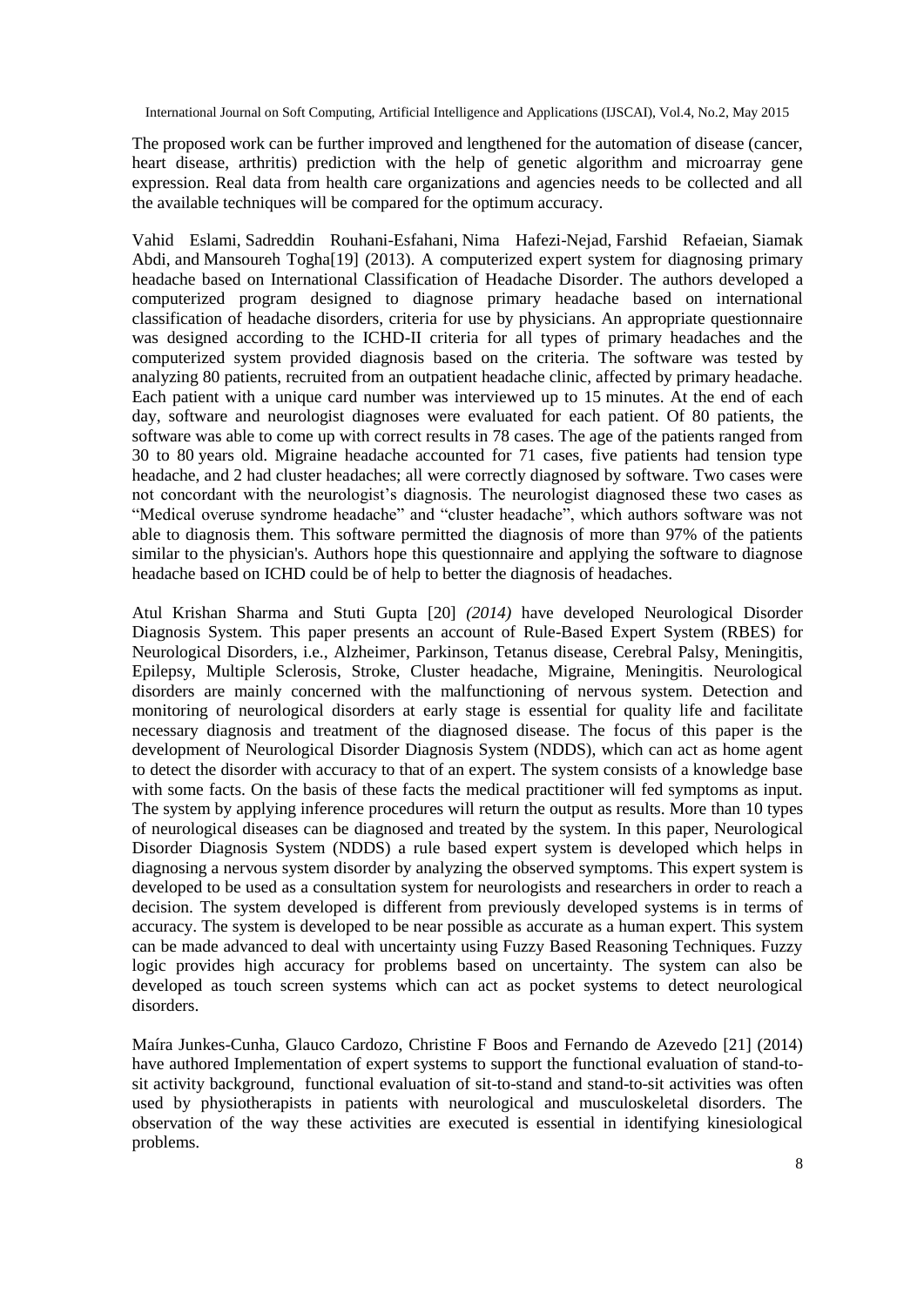The proposed work can be further improved and lengthened for the automation of disease (cancer, heart disease, arthritis) prediction with the help of genetic algorithm and microarray gene expression. Real data from health care organizations and agencies needs to be collected and all the available techniques will be compared for the optimum accuracy.

Vahid Eslami, Sadreddin Rouhani-Esfahani, Nima Hafezi-Nejad, Farshid Refaeian, Siamak Abdi, and Mansoureh Togha[19] (2013). A computerized expert system for diagnosing primary headache based on International Classification of Headache Disorder. The authors developed a computerized program designed to diagnose primary headache based on international classification of headache disorders, criteria for use by physicians. An appropriate questionnaire was designed according to the ICHD-II criteria for all types of primary headaches and the computerized system provided diagnosis based on the criteria. The software was tested by analyzing 80 patients, recruited from an outpatient headache clinic, affected by primary headache. Each patient with a unique card number was interviewed up to 15 minutes. At the end of each day, software and neurologist diagnoses were evaluated for each patient. Of 80 patients, the software was able to come up with correct results in 78 cases. The age of the patients ranged from 30 to 80 years old. Migraine headache accounted for 71 cases, five patients had tension type headache, and 2 had cluster headaches; all were correctly diagnosed by software. Two cases were not concordant with the neurologist's diagnosis. The neurologist diagnosed these two cases as "Medical overuse syndrome headache" and "cluster headache", which authors software was not able to diagnosis them. This software permitted the diagnosis of more than 97% of the patients similar to the physician's. Authors hope this questionnaire and applying the software to diagnose headache based on ICHD could be of help to better the diagnosis of headaches.

Atul Krishan Sharma and Stuti Gupta [20] *(2014)* have developed Neurological Disorder Diagnosis System. This paper presents an account of Rule-Based Expert System (RBES) for Neurological Disorders, i.e., Alzheimer, Parkinson, Tetanus disease, Cerebral Palsy, Meningitis, Epilepsy, Multiple Sclerosis, Stroke, Cluster headache, Migraine, Meningitis. Neurological disorders are mainly concerned with the malfunctioning of nervous system. Detection and monitoring of neurological disorders at early stage is essential for quality life and facilitate necessary diagnosis and treatment of the diagnosed disease. The focus of this paper is the development of Neurological Disorder Diagnosis System (NDDS), which can act as home agent to detect the disorder with accuracy to that of an expert. The system consists of a knowledge base with some facts. On the basis of these facts the medical practitioner will fed symptoms as input. The system by applying inference procedures will return the output as results. More than 10 types of neurological diseases can be diagnosed and treated by the system. In this paper, Neurological Disorder Diagnosis System (NDDS) a rule based expert system is developed which helps in diagnosing a nervous system disorder by analyzing the observed symptoms. This expert system is developed to be used as a consultation system for neurologists and researchers in order to reach a decision. The system developed is different from previously developed systems is in terms of accuracy. The system is developed to be near possible as accurate as a human expert. This system can be made advanced to deal with uncertainty using Fuzzy Based Reasoning Techniques. Fuzzy logic provides high accuracy for problems based on uncertainty. The system can also be developed as touch screen systems which can act as pocket systems to detect neurological disorders.

Maíra Junkes-Cunha, Glauco Cardozo, Christine F Boos and Fernando de Azevedo [21] (2014) have authored Implementation of expert systems to support the functional evaluation of stand-to-sit activity background, functional evaluation of sit-to-stand and stand-to-sit activities was often used by physiotherapists in patients with neurological and musculoskeletal disorders. The observation of the way these activities are executed is essential in identifying kinesiological problems.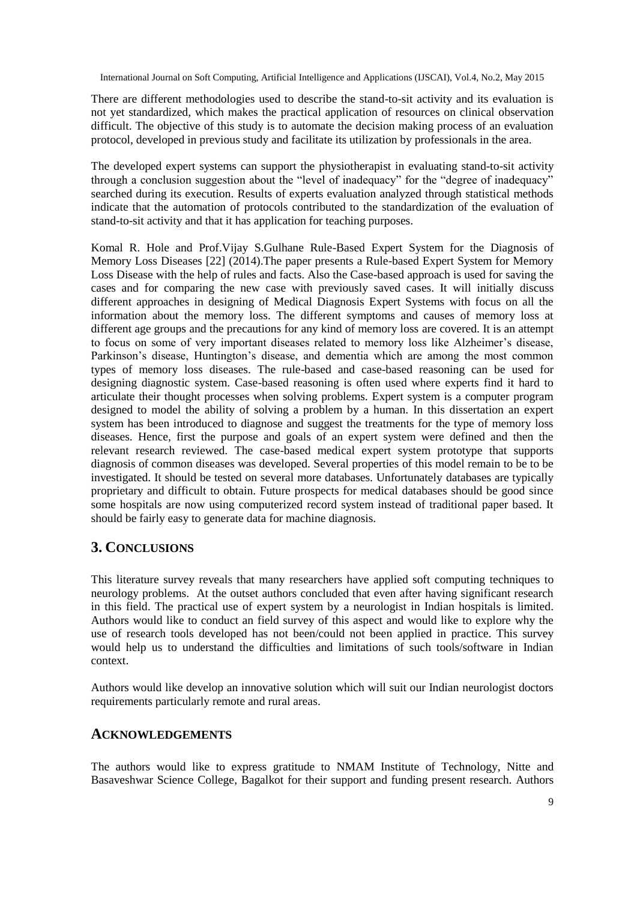There are different methodologies used to describe the stand-to-sit activity and its evaluation is not yet standardized, which makes the practical application of resources on clinical observation difficult. The objective of this study is to automate the decision making process of an evaluation protocol, developed in previous study and facilitate its utilization by professionals in the area.

The developed expert systems can support the physiotherapist in evaluating stand-to-sit activity through a conclusion suggestion about the "level of inadequacy" for the "degree of inadequacy" searched during its execution. Results of experts evaluation analyzed through statistical methods indicate that the automation of protocols contributed to the standardization of the evaluation of stand-to-sit activity and that it has application for teaching purposes.

Komal R. Hole and Prof.Vijay S.Gulhane Rule-Based Expert System for the Diagnosis of Memory Loss Diseases [22] (2014).The paper presents a Rule-based Expert System for Memory Loss Disease with the help of rules and facts. Also the Case-based approach is used for saving the cases and for comparing the new case with previously saved cases. It will initially discuss different approaches in designing of Medical Diagnosis Expert Systems with focus on all the information about the memory loss. The different symptoms and causes of memory loss at different age groups and the precautions for any kind of memory loss are covered. It is an attempt to focus on some of very important diseases related to memory loss like Alzheimer's disease, Parkinson's disease, Huntington's disease, and dementia which are among the most common types of memory loss diseases. The rule-based and case-based reasoning can be used for designing diagnostic system. Case-based reasoning is often used where experts find it hard to articulate their thought processes when solving problems. Expert system is a computer program designed to model the ability of solving a problem by a human. In this dissertation an expert system has been introduced to diagnose and suggest the treatments for the type of memory loss diseases. Hence, first the purpose and goals of an expert system were defined and then the relevant research reviewed. The case-based medical expert system prototype that supports diagnosis of common diseases was developed. Several properties of this model remain to be to be investigated. It should be tested on several more databases. Unfortunately databases are typically proprietary and difficult to obtain. Future prospects for medical databases should be good since some hospitals are now using computerized record system instead of traditional paper based. It should be fairly easy to generate data for machine diagnosis.

## 3. Conclusions

This literature survey reveals that many researchers have applied soft computing techniques to neurology problems. At the outset authors concluded that even after having significant research in this field. The practical use of expert system by a neurologist in Indian hospitals is limited. Authors would like to conduct an field survey of this aspect and would like to explore why the use of research tools developed has not been/could not been applied in practice. This survey would help us to understand the difficulties and limitations of such tools/software in Indian context.

Authors would like develop an innovative solution which will suit our Indian neurologist doctors requirements particularly remote and rural areas.

## Acknowledgements

The authors would like to express gratitude to NMAM Institute of Technology, Nitte and Basaveshwar Science College, Bagalkot for their support and funding present research. Authors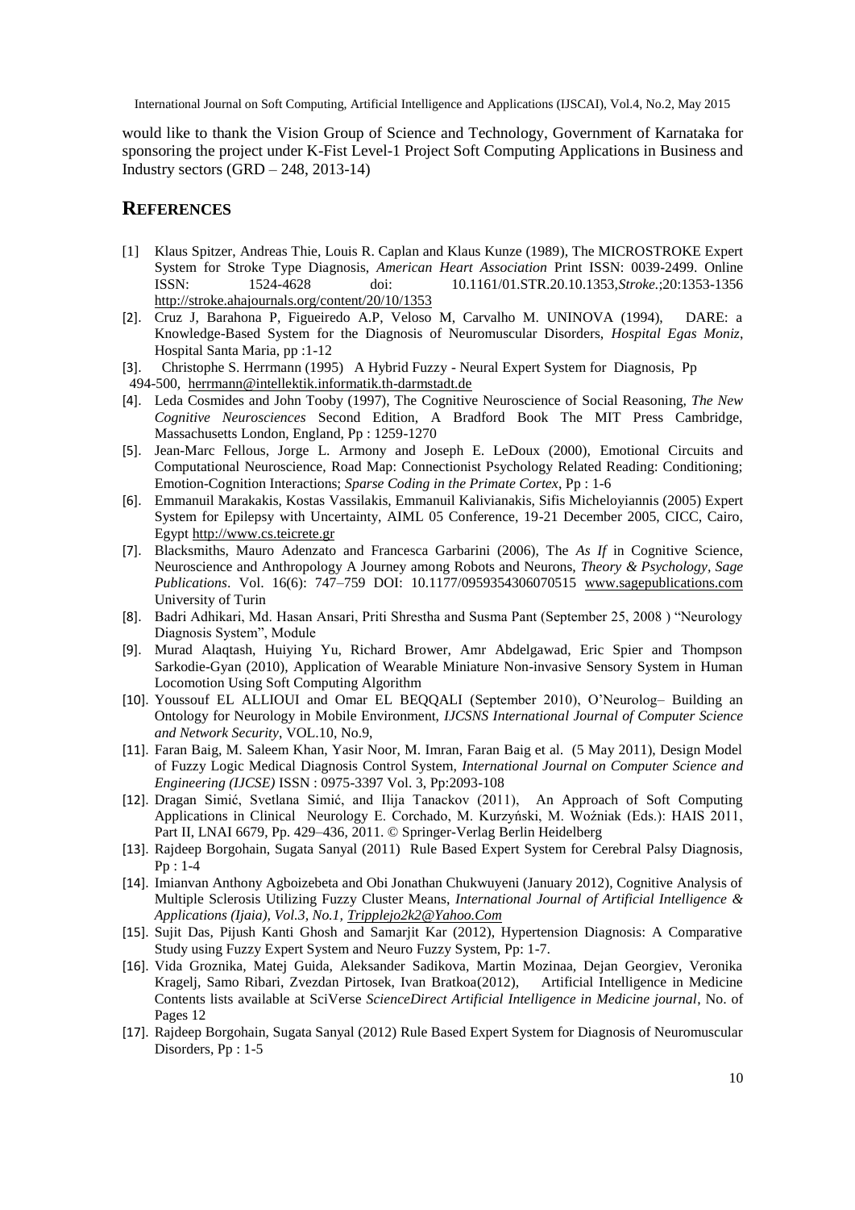would like to thank the Vision Group of Science and Technology, Government of Karnataka for sponsoring the project under K-Fist Level-1 Project Soft Computing Applications in Business and Industry sectors (GRD – 248, 2013-14)

## REFERENCES

[1] Klaus Spitzer, Andreas Thie, Louis R. Caplan and Klaus Kunze (1989), The MICROSTROKE Expert System for Stroke Type Diagnosis, *American Heart Association* Print ISSN: 0039-2499. Online ISSN: 1524-4628 doi: 10.1161/01.STR.20.10.1353,*Stroke*.;20:1353-1356 http://stroke.ahajournals.org/content/20/10/1353

[2]. Cruz J, Barahona P, Figueiredo A.P, Veloso M, Carvalho M. UNINOVA (1994), DARE: a Knowledge-Based System for the Diagnosis of Neuromuscular Disorders, *Hospital Egas Moniz*, Hospital Santa Maria, pp :1-12

[3]. Christophe S. Herrmann (1995) A Hybrid Fuzzy - Neural Expert System for Diagnosis, Pp 494-500, herrmann@intellektik.informatik.th-darmstadt.de

[4]. Leda Cosmides and John Tooby (1997), The Cognitive Neuroscience of Social Reasoning, *The New Cognitive Neurosciences* Second Edition, A Bradford Book The MIT Press Cambridge, Massachusetts London, England, Pp : 1259-1270

[5]. Jean-Marc Fellous, Jorge L. Armony and Joseph E. LeDoux (2000), Emotional Circuits and Computational Neuroscience, Road Map: Connectionist Psychology Related Reading: Conditioning; Emotion-Cognition Interactions; *Sparse Coding in the Primate Cortex*, Pp : 1-6

[6]. Emmanuil Marakakis, Kostas Vassilakis, Emmanuil Kalivianakis, Sifis Micheloyiannis (2005) Expert System for Epilepsy with Uncertainty, AIML 05 Conference, 19-21 December 2005, CICC, Cairo, Egypt http://www.cs.teicrete.gr

[7]. Blacksmiths, Mauro Adenzato and Francesca Garbarini (2006), The *As If* in Cognitive Science, Neuroscience and Anthropology A Journey among Robots and Neurons, *Theory & Psychology, Sage Publications*. Vol. 16(6): 747–759 DOI: 10.1177/0959354306070515 www.sagepublications.com University of Turin

[8]. Badri Adhikari, Md. Hasan Ansari, Priti Shrestha and Susma Pant (September 25, 2008 ) "Neurology Diagnosis System", Module

[9]. Murad Alaqtash, Huiying Yu, Richard Brower, Amr Abdelgawad, Eric Spier and Thompson Sarkodie-Gyan (2010), Application of Wearable Miniature Non-invasive Sensory System in Human Locomotion Using Soft Computing Algorithm

[10]. Youssouf EL ALLIOUI and Omar EL BEQQALI (September 2010), O'Neurolog– Building an Ontology for Neurology in Mobile Environment, *IJCSNS International Journal of Computer Science and Network Security*, VOL.10, No.9,

[11]. Faran Baig, M. Saleem Khan, Yasir Noor, M. Imran, Faran Baig et al. (5 May 2011), Design Model of Fuzzy Logic Medical Diagnosis Control System, *International Journal on Computer Science and Engineering (IJCSE)* ISSN : 0975-3397 Vol. 3, Pp:2093-108

[12]. Dragan Simić, Svetlana Simić, and Ilija Tanackov (2011), An Approach of Soft Computing Applications in Clinical Neurology E. Corchado, M. Kurzyński, M. Woźniak (Eds.): HAIS 2011, Part II, LNAI 6679, Pp. 429–436, 2011. © Springer-Verlag Berlin Heidelberg

[13]. Rajdeep Borgohain, Sugata Sanyal (2011) Rule Based Expert System for Cerebral Palsy Diagnosis, Pp : 1-4

[14]. Imianvan Anthony Agboizebeta and Obi Jonathan Chukwuyeni (January 2012), Cognitive Analysis of Multiple Sclerosis Utilizing Fuzzy Cluster Means, *International Journal of Artificial Intelligence & Applications (Ijaia), Vol.3, No.1, Tripplejo2k2@Yahoo.Com*

[15]. Sujit Das, Pijush Kanti Ghosh and Samarjit Kar (2012), Hypertension Diagnosis: A Comparative Study using Fuzzy Expert System and Neuro Fuzzy System, Pp: 1-7.

[16]. Vida Groznika, Matej Guida, Aleksander Sadikova, Martin Mozinaa, Dejan Georgiev, Veronika Kragelj, Samo Ribari, Zvezdan Pirtosek, Ivan Bratkoa(2012), Artificial Intelligence in Medicine Contents lists available at SciVerse *ScienceDirect Artificial Intelligence in Medicine journal*, No. of Pages 12

[17]. Rajdeep Borgohain, Sugata Sanyal (2012) Rule Based Expert System for Diagnosis of Neuromuscular Disorders, Pp : 1-5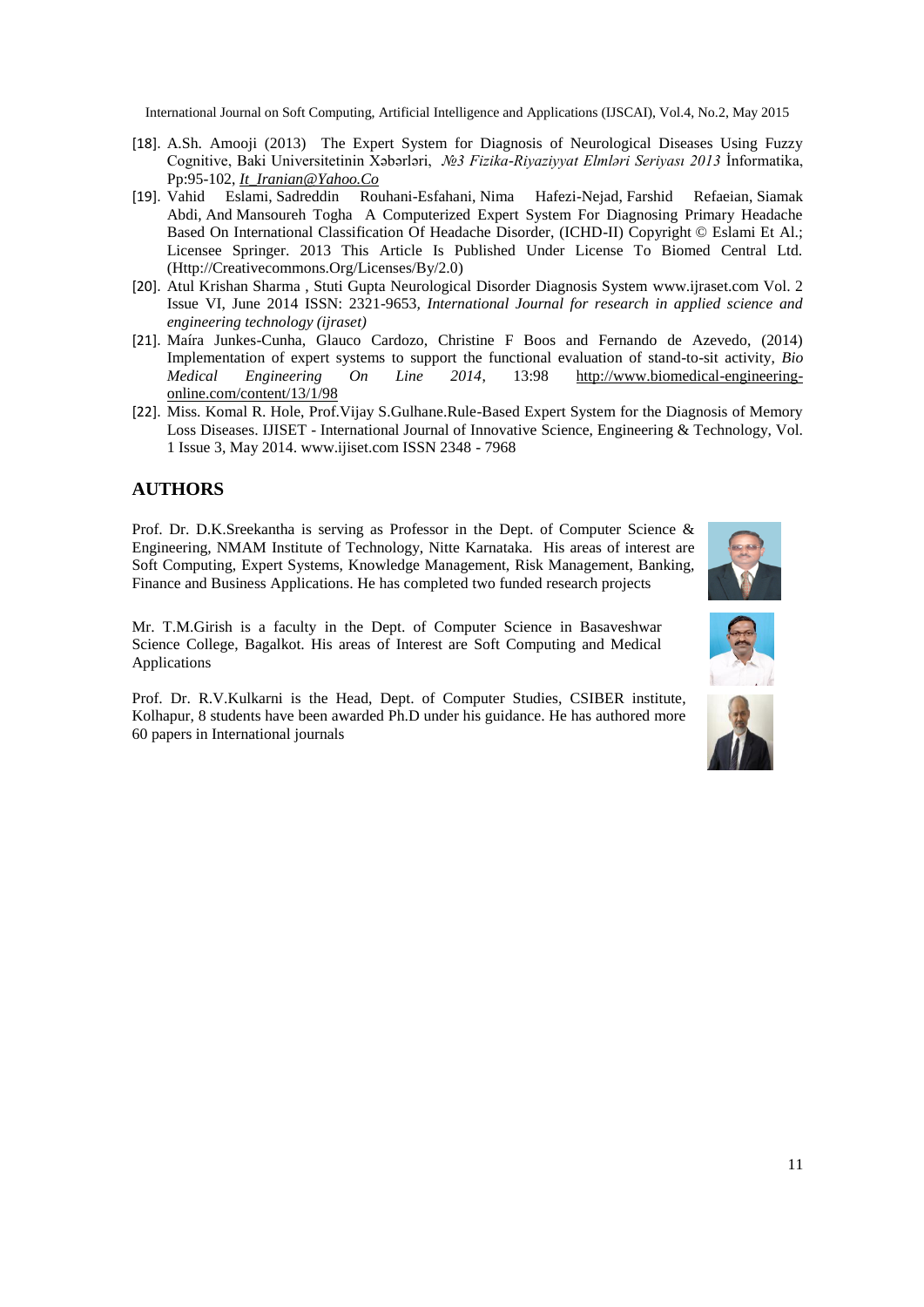[18]. A.Sh. Amooji (2013) The Expert System for Diagnosis of Neurological Diseases Using Fuzzy Cognitive, Baki Universitetinin Xəbərləri, *№3 Fizika-Riyaziyyat Elmləri Seriyası 2013* İnformatika, Pp:95-102, *It_Iranian@Yahoo.Co*

[19]. Vahid Eslami, Sadreddin Rouhani-Esfahani, Nima Hafezi-Nejad, Farshid Refaeian, Siamak Abdi, And Mansoureh Togha A Computerized Expert System For Diagnosing Primary Headache Based On International Classification Of Headache Disorder, (ICHD-II) Copyright © Eslami Et Al.; Licensee Springer. 2013 This Article Is Published Under License To Biomed Central Ltd. (Http://Creativecommons.Org/Licenses/By/2.0)

[20]. Atul Krishan Sharma , Stuti Gupta Neurological Disorder Diagnosis System www.ijraset.com Vol. 2 Issue VI, June 2014 ISSN: 2321-9653, *International Journal for research in applied science and engineering technology (ijraset)*

[21]. Maíra Junkes-Cunha, Glauco Cardozo, Christine F Boos and Fernando de Azevedo, (2014) Implementation of expert systems to support the functional evaluation of stand-to-sit activity, *Bio Medical Engineering On Line 2014*, 13:98 http://www.biomedical-engineering-online.com/content/13/1/98

[22]. Miss. Komal R. Hole, Prof.Vijay S.Gulhane.Rule-Based Expert System for the Diagnosis of Memory Loss Diseases. IJISET - International Journal of Innovative Science, Engineering & Technology, Vol. 1 Issue 3, May 2014. www.ijiset.com ISSN 2348 - 7968

## AUTHORS

Prof. Dr. D.K.Sreekantha is serving as Professor in the Dept. of Computer Science & Engineering, NMAM Institute of Technology, Nitte Karnataka. His areas of interest are Soft Computing, Expert Systems, Knowledge Management, Risk Management, Banking, Finance and Business Applications. He has completed two funded research projects

Mr. T.M.Girish is a faculty in the Dept. of Computer Science in Basaveshwar Science College, Bagalkot. His areas of Interest are Soft Computing and Medical Applications

Prof. Dr. R.V.Kulkarni is the Head, Dept. of Computer Studies, CSIBER institute, Kolhapur, 8 students have been awarded Ph.D under his guidance. He has authored more 60 papers in International journals